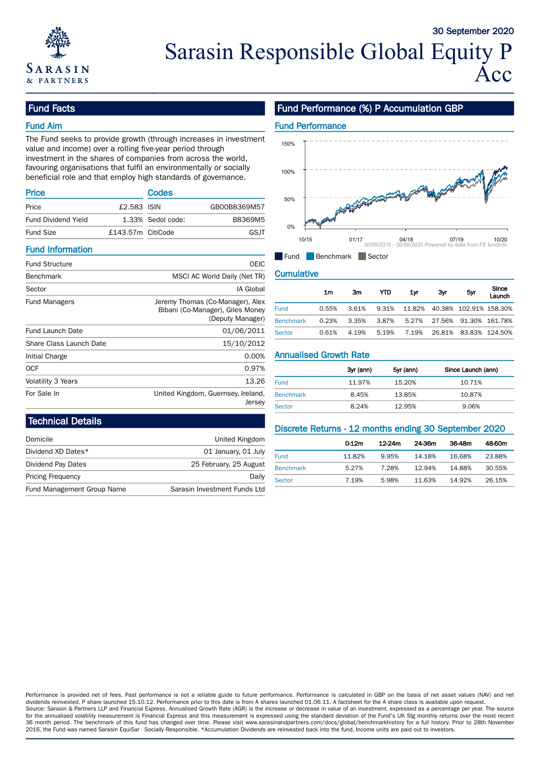30 September 2020

# Sarasin Responsible Global Equity P Acc

## Fund Facts

### Fund Aim

The Fund seeks to provide growth (through increases in investment value and income) over a rolling five-year period through investment in the shares of companies from across the world, favouring organisations that fulfil an environmentally or socially beneficial role and that employ high standards of governance.

### Price

| | |
|---|---|
| Price | £2.583 |
| Fund Dividend Yield | 1.33% |
| Fund Size | £143.57m |

### Codes

| | |
|---|---|
| ISIN | GB00B8369M57 |
| Sedol code: | B8369M5 |
| CitiCode | GSJT |

### Fund Information

| | |
|---|---|
| Fund Structure | OEIC |
| Benchmark | MSCI AC World Daily (Net TR) |
| Sector | IA Global |
| Fund Managers | Jeremy Thomas (Co-Manager), Alex Bibani (Co-Manager), Giles Money (Deputy Manager) |
| Fund Launch Date | 01/06/2011 |
| Share Class Launch Date | 15/10/2012 |
| Initial Charge | 0.00% |
| OCF | 0.97% |
| Volatility 3 Years | 13.26 |
| For Sale In | United Kingdom, Guernsey, Ireland, Jersey |

## Technical Details

| | |
|---|---|
| Domicile | United Kingdom |
| Dividend XD Dates* | 01 January, 01 July |
| Dividend Pay Dates | 25 February, 25 August |
| Pricing Frequency | Daily |
| Fund Management Group Name | Sarasin Investment Funds Ltd |

## Fund Performance (%) P Accumulation GBP

### Fund Performance

30/09/2015 - 30/09/2020 Powered by data from FE fundinfo

Fund | Benchmark | Sector

### Cumulative

| | 1m | 3m | YTD | 1yr | 3yr | 5yr | Since Launch |
|---|---|---|---|---|---|---|---|
| Fund | 0.55% | 3.61% | 9.31% | 11.82% | 40.38% | 102.91% | 158.30% |
| Benchmark | 0.23% | 3.35% | 3.87% | 5.27% | 27.56% | 91.30% | 161.78% |
| Sector | 0.61% | 4.19% | 5.19% | 7.19% | 26.81% | 83.83% | 124.50% |

### Annualised Growth Rate

| | 3yr (ann) | 5yr (ann) | Since Launch (ann) |
|---|---|---|---|
| Fund | 11.97% | 15.20% | 10.71% |
| Benchmark | 8.45% | 13.85% | 10.87% |
| Sector | 8.24% | 12.95% | 9.06% |

### Discrete Returns - 12 months ending 30 September 2020

| | 0-12m | 12-24m | 24-36m | 36-48m | 48-60m |
|---|---|---|---|---|---|
| Fund | 11.82% | 9.95% | 14.18% | 16.68% | 23.88% |
| Benchmark | 5.27% | 7.28% | 12.94% | 14.88% | 30.55% |
| Sector | 7.19% | 5.98% | 11.63% | 14.92% | 26.15% |

Performance is provided net of fees. Past performance is not a reliable guide to future performance. Performance is calculated in GBP on the basis of net asset values (NAV) and net dividends reinvested. P share launched 15.10.12. Performance prior to this date is from A shares launched 01.06.11. A factsheet for the A share class is available upon request.
Source: Sarasin & Partners LLP and Financial Express. Annualised Growth Rate (AGR) is the increase or decrease in value of an investment, expressed as a percentage per year. The source for the annualised volatility measurement is Financial Express and this measurement is expressed using the standard deviation of the Fund's UK Stg monthly returns over the most recent 36 month period. The benchmark of this fund has changed over time. Please visit www.sarasinandpartners.com/docs/global/benchmarkhistory for a full history. Prior to 28th November 2016, the Fund was named Sarasin EquiSar - Socially Responsible. *Accumulation Dividends are reinvested back into the fund, Income units are paid out to investors.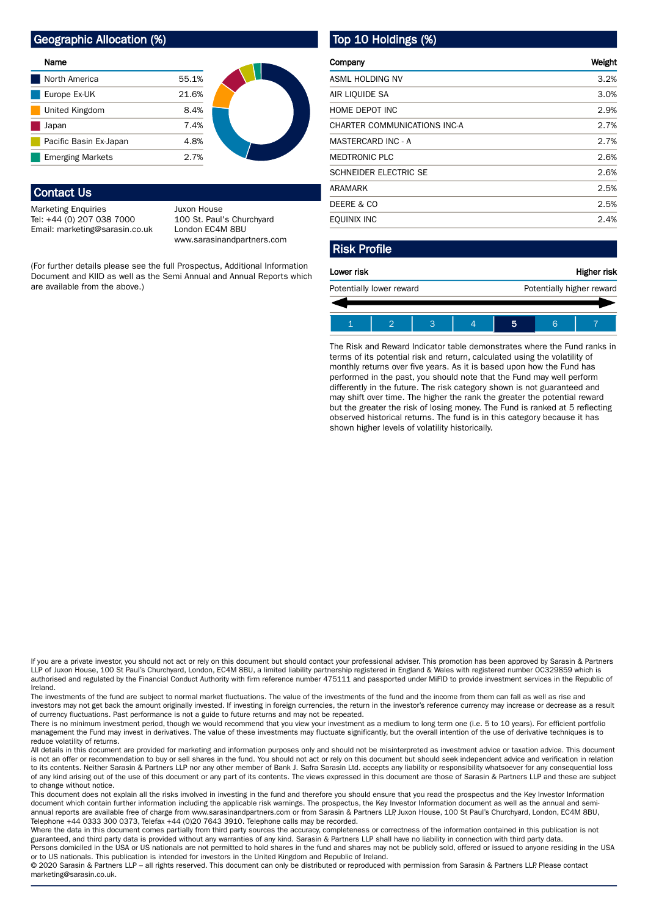## Geographic Allocation (%)

| Name | |
|---|---|
| North America | 55.1% |
| Europe Ex-UK | 21.6% |
| United Kingdom | 8.4% |
| Japan | 7.4% |
| Pacific Basin Ex-Japan | 4.8% |
| Emerging Markets | 2.7% |

## Contact Us

Marketing Enquiries
Tel: +44 (0) 207 038 7000
Email: marketing@sarasin.co.uk

Juxon House
100 St. Paul's Churchyard
London EC4M 8BU
www.sarasinandpartners.com

(For further details please see the full Prospectus, Additional Information Document and KIID as well as the Semi Annual and Annual Reports which are available from the above.)

## Top 10 Holdings (%)

| Company | Weight |
|---|---|
| ASML HOLDING NV | 3.2% |
| AIR LIQUIDE SA | 3.0% |
| HOME DEPOT INC | 2.9% |
| CHARTER COMMUNICATIONS INC-A | 2.7% |
| MASTERCARD INC - A | 2.7% |
| MEDTRONIC PLC | 2.6% |
| SCHNEIDER ELECTRIC SE | 2.6% |
| ARAMARK | 2.5% |
| DEERE & CO | 2.5% |
| EQUINIX INC | 2.4% |

## Risk Profile

**Lower risk** — **Higher risk**

Potentially lower reward — Potentially higher reward

1 2 3 4 **5** 6 7

The Risk and Reward Indicator table demonstrates where the Fund ranks in terms of its potential risk and return, calculated using the volatility of monthly returns over five years. As it is based upon how the Fund has performed in the past, you should note that the Fund may well perform differently in the future. The risk category shown is not guaranteed and may shift over time. The higher the rank the greater the potential reward but the greater the risk of losing money. The Fund is ranked at 5 reflecting observed historical returns. The fund is in this category because it has shown higher levels of volatility historically.

If you are a private investor, you should not act or rely on this document but should contact your professional adviser. This promotion has been approved by Sarasin & Partners LLP of Juxon House, 100 St Paul's Churchyard, London, EC4M 8BU, a limited liability partnership registered in England & Wales with registered number OC329859 which is authorised and regulated by the Financial Conduct Authority with firm reference number 475111 and passported under MiFID to provide investment services in the Republic of Ireland.

The investments of the fund are subject to normal market fluctuations. The value of the investments of the fund and the income from them can fall as well as rise and investors may not get back the amount originally invested. If investing in foreign currencies, the return in the investor's reference currency may increase or decrease as a result of currency fluctuations. Past performance is not a guide to future returns and may not be repeated.

There is no minimum investment period, though we would recommend that you view your investment as a medium to long term one (i.e. 5 to 10 years). For efficient portfolio management the Fund may invest in derivatives. The value of these investments may fluctuate significantly, but the overall intention of the use of derivative techniques is to reduce volatility of returns.

All details in this document are provided for marketing and information purposes only and should not be misinterpreted as investment advice or taxation advice. This document is not an offer or recommendation to buy or sell shares in the fund. You should not act or rely on this document but should seek independent advice and verification in relation to its contents. Neither Sarasin & Partners LLP nor any other member of Bank J. Safra Sarasin Ltd. accepts any liability or responsibility whatsoever for any consequential loss of any kind arising out of the use of this document or any part of its contents. The views expressed in this document are those of Sarasin & Partners LLP and these are subject to change without notice.

This document does not explain all the risks involved in investing in the fund and therefore you should ensure that you read the prospectus and the Key Investor Information document which contain further information including the applicable risk warnings. The prospectus, the Key Investor Information document as well as the annual and semi-annual reports are available free of charge from www.sarasinandpartners.com or from Sarasin & Partners LLP, Juxon House, 100 St Paul's Churchyard, London, EC4M 8BU, Telephone +44 0333 300 0373, Telefax +44 (0)20 7643 3910. Telephone calls may be recorded.

Where the data in this document comes partially from third party sources the accuracy, completeness or correctness of the information contained in this publication is not guaranteed, and third party data is provided without any warranties of any kind. Sarasin & Partners LLP shall have no liability in connection with third party data.

Persons domiciled in the USA or US nationals are not permitted to hold shares in the fund and shares may not be publicly sold, offered or issued to anyone residing in the USA or to US nationals. This publication is intended for investors in the United Kingdom and Republic of Ireland.

© 2020 Sarasin & Partners LLP – all rights reserved. This document can only be distributed or reproduced with permission from Sarasin & Partners LLP. Please contact marketing@sarasin.co.uk.